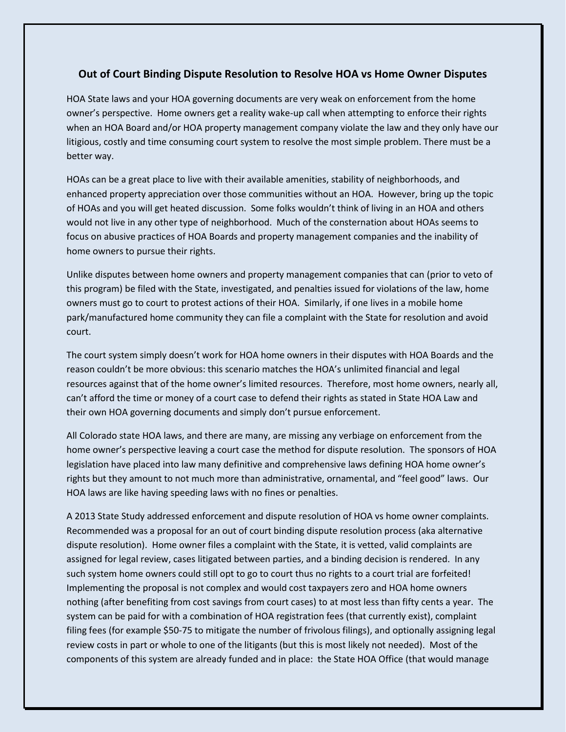### Out of Court Binding Dispute Resolution to Resolve HOA vs Home Owner Disputes

HOA State laws and your HOA governing documents are very weak on enforcement from the home owner's perspective. Home owners get a reality wake-up call when attempting to enforce their rights when an HOA Board and/or HOA property management company violate the law and they only have our litigious, costly and time consuming court system to resolve the most simple problem. There must be a better way.

HOAs can be a great place to live with their available amenities, stability of neighborhoods, and enhanced property appreciation over those communities without an HOA. However, bring up the topic of HOAs and you will get heated discussion. Some folks wouldn't think of living in an HOA and others would not live in any other type of neighborhood. Much of the consternation about HOAs seems to focus on abusive practices of HOA Boards and property management companies and the inability of home owners to pursue their rights.

Unlike disputes between home owners and property management companies that can (prior to veto of this program) be filed with the State, investigated, and penalties issued for violations of the law, home owners must go to court to protest actions of their HOA. Similarly, if one lives in a mobile home park/manufactured home community they can file a complaint with the State for resolution and avoid court.

The court system simply doesn't work for HOA home owners in their disputes with HOA Boards and the reason couldn't be more obvious: this scenario matches the HOA's unlimited financial and legal resources against that of the home owner's limited resources. Therefore, most home owners, nearly all, can't afford the time or money of a court case to defend their rights as stated in State HOA Law and their own HOA governing documents and simply don't pursue enforcement.

All Colorado state HOA laws, and there are many, are missing any verbiage on enforcement from the home owner's perspective leaving a court case the method for dispute resolution. The sponsors of HOA legislation have placed into law many definitive and comprehensive laws defining HOA home owner's rights but they amount to not much more than administrative, ornamental, and "feel good" laws. Our HOA laws are like having speeding laws with no fines or penalties.

A 2013 State Study addressed enforcement and dispute resolution of HOA vs home owner complaints. Recommended was a proposal for an out of court binding dispute resolution process (aka alternative dispute resolution). Home owner files a complaint with the State, it is vetted, valid complaints are assigned for legal review, cases litigated between parties, and a binding decision is rendered. In any such system home owners could still opt to go to court thus no rights to a court trial are forfeited! Implementing the proposal is not complex and would cost taxpayers zero and HOA home owners nothing (after benefiting from cost savings from court cases) to at most less than fifty cents a year. The system can be paid for with a combination of HOA registration fees (that currently exist), complaint filing fees (for example $50-75 to mitigate the number of frivolous filings), and optionally assigning legal review costs in part or whole to one of the litigants (but this is most likely not needed). Most of the components of this system are already funded and in place: the State HOA Office (that would manage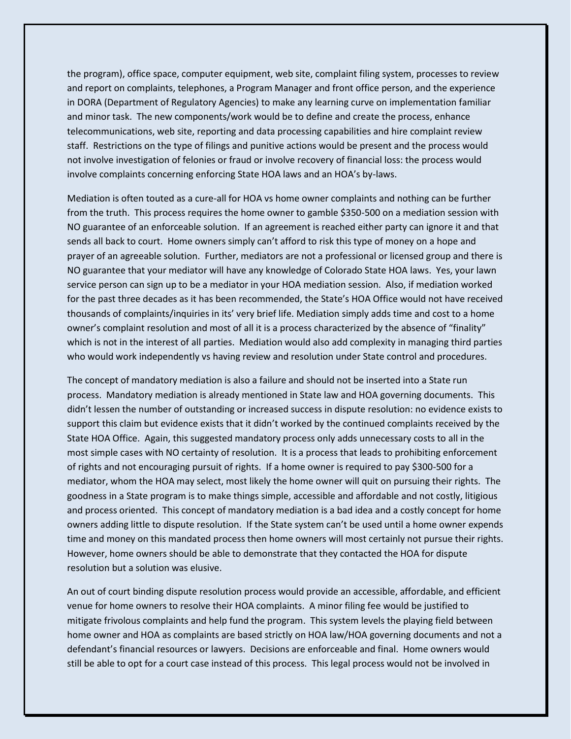the program), office space, computer equipment, web site, complaint filing system, processes to review and report on complaints, telephones, a Program Manager and front office person, and the experience in DORA (Department of Regulatory Agencies) to make any learning curve on implementation familiar and minor task. The new components/work would be to define and create the process, enhance telecommunications, web site, reporting and data processing capabilities and hire complaint review staff. Restrictions on the type of filings and punitive actions would be present and the process would not involve investigation of felonies or fraud or involve recovery of financial loss: the process would involve complaints concerning enforcing State HOA laws and an HOA's by-laws.

Mediation is often touted as a cure-all for HOA vs home owner complaints and nothing can be further from the truth. This process requires the home owner to gamble $350-500 on a mediation session with NO guarantee of an enforceable solution. If an agreement is reached either party can ignore it and that sends all back to court. Home owners simply can't afford to risk this type of money on a hope and prayer of an agreeable solution. Further, mediators are not a professional or licensed group and there is NO guarantee that your mediator will have any knowledge of Colorado State HOA laws. Yes, your lawn service person can sign up to be a mediator in your HOA mediation session. Also, if mediation worked for the past three decades as it has been recommended, the State's HOA Office would not have received thousands of complaints/inquiries in its' very brief life. Mediation simply adds time and cost to a home owner's complaint resolution and most of all it is a process characterized by the absence of "finality" which is not in the interest of all parties. Mediation would also add complexity in managing third parties who would work independently vs having review and resolution under State control and procedures.

The concept of mandatory mediation is also a failure and should not be inserted into a State run process. Mandatory mediation is already mentioned in State law and HOA governing documents. This didn't lessen the number of outstanding or increased success in dispute resolution: no evidence exists to support this claim but evidence exists that it didn't worked by the continued complaints received by the State HOA Office. Again, this suggested mandatory process only adds unnecessary costs to all in the most simple cases with NO certainty of resolution. It is a process that leads to prohibiting enforcement of rights and not encouraging pursuit of rights. If a home owner is required to pay $300-500 for a mediator, whom the HOA may select, most likely the home owner will quit on pursuing their rights. The goodness in a State program is to make things simple, accessible and affordable and not costly, litigious and process oriented. This concept of mandatory mediation is a bad idea and a costly concept for home owners adding little to dispute resolution. If the State system can't be used until a home owner expends time and money on this mandated process then home owners will most certainly not pursue their rights. However, home owners should be able to demonstrate that they contacted the HOA for dispute resolution but a solution was elusive.

An out of court binding dispute resolution process would provide an accessible, affordable, and efficient venue for home owners to resolve their HOA complaints. A minor filing fee would be justified to mitigate frivolous complaints and help fund the program. This system levels the playing field between home owner and HOA as complaints are based strictly on HOA law/HOA governing documents and not a defendant's financial resources or lawyers. Decisions are enforceable and final. Home owners would still be able to opt for a court case instead of this process. This legal process would not be involved in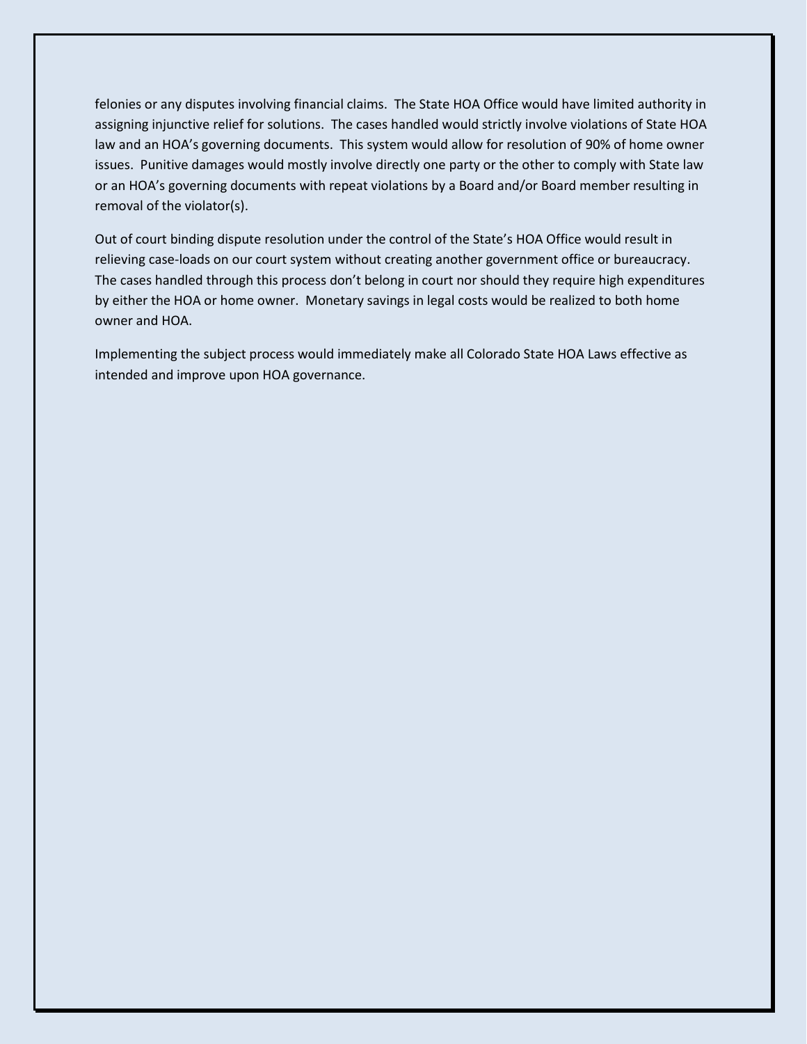felonies or any disputes involving financial claims. The State HOA Office would have limited authority in assigning injunctive relief for solutions. The cases handled would strictly involve violations of State HOA law and an HOA's governing documents. This system would allow for resolution of 90% of home owner issues. Punitive damages would mostly involve directly one party or the other to comply with State law or an HOA's governing documents with repeat violations by a Board and/or Board member resulting in removal of the violator(s).

Out of court binding dispute resolution under the control of the State's HOA Office would result in relieving case-loads on our court system without creating another government office or bureaucracy. The cases handled through this process don't belong in court nor should they require high expenditures by either the HOA or home owner. Monetary savings in legal costs would be realized to both home owner and HOA.

Implementing the subject process would immediately make all Colorado State HOA Laws effective as intended and improve upon HOA governance.